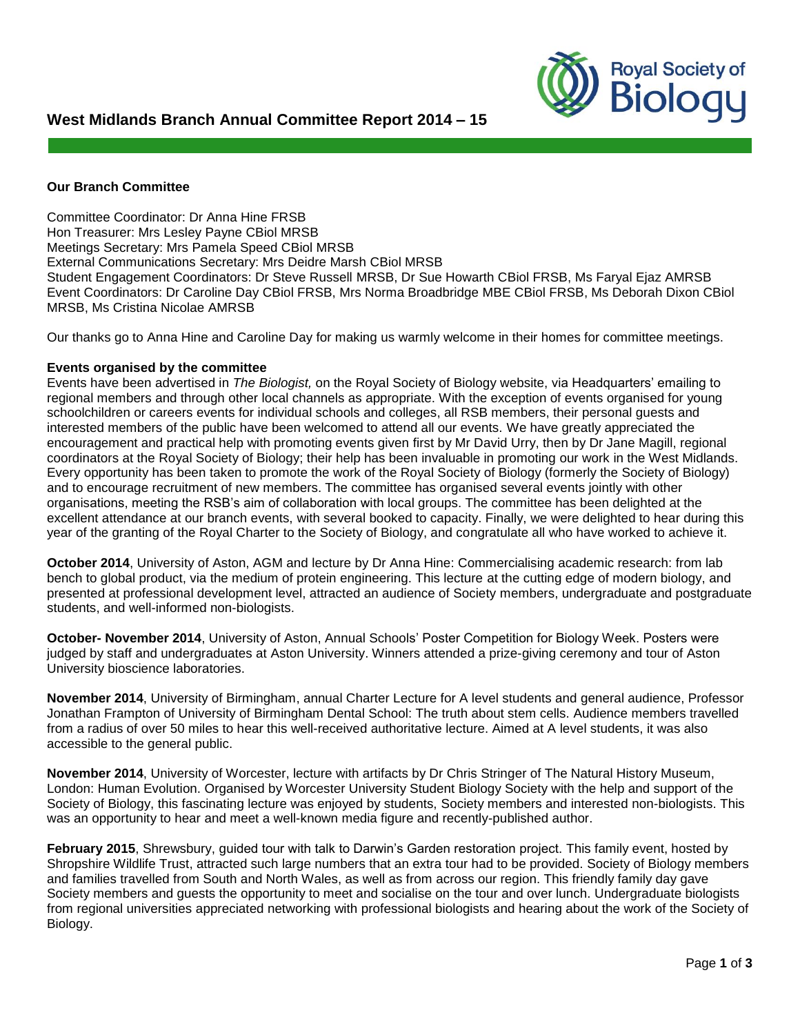# West Midlands Branch Annual Committee Report 2014 – 15

**Our Branch Committee**

Committee Coordinator: Dr Anna Hine FRSB
Hon Treasurer: Mrs Lesley Payne CBiol MRSB
Meetings Secretary: Mrs Pamela Speed CBiol MRSB
External Communications Secretary: Mrs Deidre Marsh CBiol MRSB
Student Engagement Coordinators: Dr Steve Russell MRSB, Dr Sue Howarth CBiol FRSB, Ms Faryal Ejaz AMRSB
Event Coordinators: Dr Caroline Day CBiol FRSB, Mrs Norma Broadbridge MBE CBiol FRSB, Ms Deborah Dixon CBiol MRSB, Ms Cristina Nicolae AMRSB

Our thanks go to Anna Hine and Caroline Day for making us warmly welcome in their homes for committee meetings.

**Events organised by the committee**

Events have been advertised in *The Biologist,* on the Royal Society of Biology website, via Headquarters' emailing to regional members and through other local channels as appropriate. With the exception of events organised for young schoolchildren or careers events for individual schools and colleges, all RSB members, their personal guests and interested members of the public have been welcomed to attend all our events. We have greatly appreciated the encouragement and practical help with promoting events given first by Mr David Urry, then by Dr Jane Magill, regional coordinators at the Royal Society of Biology; their help has been invaluable in promoting our work in the West Midlands. Every opportunity has been taken to promote the work of the Royal Society of Biology (formerly the Society of Biology) and to encourage recruitment of new members. The committee has organised several events jointly with other organisations, meeting the RSB's aim of collaboration with local groups. The committee has been delighted at the excellent attendance at our branch events, with several booked to capacity. Finally, we were delighted to hear during this year of the granting of the Royal Charter to the Society of Biology, and congratulate all who have worked to achieve it.

**October 2014**, University of Aston, AGM and lecture by Dr Anna Hine: Commercialising academic research: from lab bench to global product, via the medium of protein engineering. This lecture at the cutting edge of modern biology, and presented at professional development level, attracted an audience of Society members, undergraduate and postgraduate students, and well-informed non-biologists.

**October- November 2014**, University of Aston, Annual Schools' Poster Competition for Biology Week. Posters were judged by staff and undergraduates at Aston University. Winners attended a prize-giving ceremony and tour of Aston University bioscience laboratories.

**November 2014**, University of Birmingham, annual Charter Lecture for A level students and general audience, Professor Jonathan Frampton of University of Birmingham Dental School: The truth about stem cells. Audience members travelled from a radius of over 50 miles to hear this well-received authoritative lecture. Aimed at A level students, it was also accessible to the general public.

**November 2014**, University of Worcester, lecture with artifacts by Dr Chris Stringer of The Natural History Museum, London: Human Evolution. Organised by Worcester University Student Biology Society with the help and support of the Society of Biology, this fascinating lecture was enjoyed by students, Society members and interested non-biologists. This was an opportunity to hear and meet a well-known media figure and recently-published author.

**February 2015**, Shrewsbury, guided tour with talk to Darwin's Garden restoration project. This family event, hosted by Shropshire Wildlife Trust, attracted such large numbers that an extra tour had to be provided. Society of Biology members and families travelled from South and North Wales, as well as from across our region. This friendly family day gave Society members and guests the opportunity to meet and socialise on the tour and over lunch. Undergraduate biologists from regional universities appreciated networking with professional biologists and hearing about the work of the Society of Biology.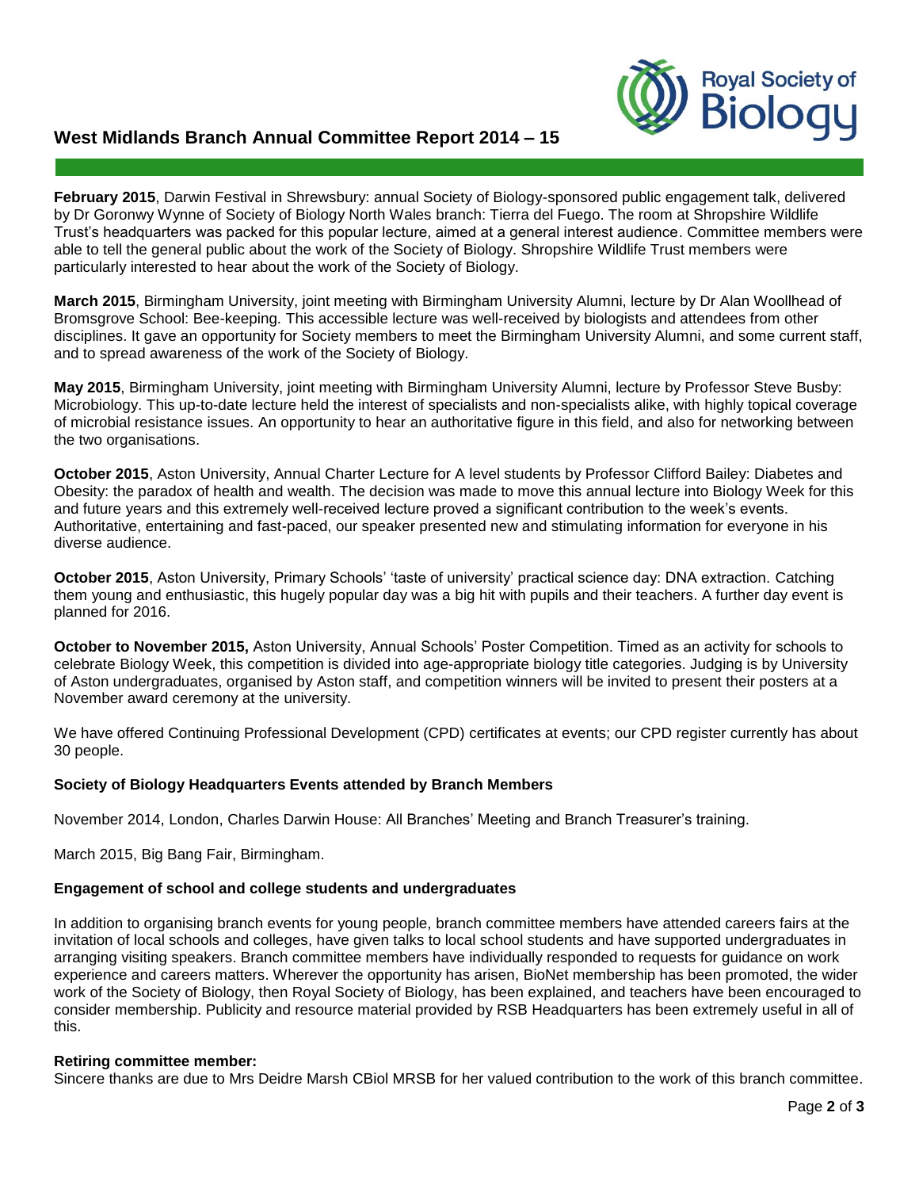**February 2015**, Darwin Festival in Shrewsbury: annual Society of Biology-sponsored public engagement talk, delivered by Dr Goronwy Wynne of Society of Biology North Wales branch: Tierra del Fuego. The room at Shropshire Wildlife Trust's headquarters was packed for this popular lecture, aimed at a general interest audience. Committee members were able to tell the general public about the work of the Society of Biology. Shropshire Wildlife Trust members were particularly interested to hear about the work of the Society of Biology.

**March 2015**, Birmingham University, joint meeting with Birmingham University Alumni, lecture by Dr Alan Woollhead of Bromsgrove School: Bee-keeping. This accessible lecture was well-received by biologists and attendees from other disciplines. It gave an opportunity for Society members to meet the Birmingham University Alumni, and some current staff, and to spread awareness of the work of the Society of Biology.

**May 2015**, Birmingham University, joint meeting with Birmingham University Alumni, lecture by Professor Steve Busby: Microbiology. This up-to-date lecture held the interest of specialists and non-specialists alike, with highly topical coverage of microbial resistance issues. An opportunity to hear an authoritative figure in this field, and also for networking between the two organisations.

**October 2015**, Aston University, Annual Charter Lecture for A level students by Professor Clifford Bailey: Diabetes and Obesity: the paradox of health and wealth. The decision was made to move this annual lecture into Biology Week for this and future years and this extremely well-received lecture proved a significant contribution to the week's events. Authoritative, entertaining and fast-paced, our speaker presented new and stimulating information for everyone in his diverse audience.

**October 2015**, Aston University, Primary Schools' 'taste of university' practical science day: DNA extraction. Catching them young and enthusiastic, this hugely popular day was a big hit with pupils and their teachers. A further day event is planned for 2016.

**October to November 2015,** Aston University, Annual Schools' Poster Competition. Timed as an activity for schools to celebrate Biology Week, this competition is divided into age-appropriate biology title categories. Judging is by University of Aston undergraduates, organised by Aston staff, and competition winners will be invited to present their posters at a November award ceremony at the university.

We have offered Continuing Professional Development (CPD) certificates at events; our CPD register currently has about 30 people.

### Society of Biology Headquarters Events attended by Branch Members

November 2014, London, Charles Darwin House: All Branches' Meeting and Branch Treasurer's training.

March 2015, Big Bang Fair, Birmingham.

### Engagement of school and college students and undergraduates

In addition to organising branch events for young people, branch committee members have attended careers fairs at the invitation of local schools and colleges, have given talks to local school students and have supported undergraduates in arranging visiting speakers. Branch committee members have individually responded to requests for guidance on work experience and careers matters. Wherever the opportunity has arisen, BioNet membership has been promoted, the wider work of the Society of Biology, then Royal Society of Biology, has been explained, and teachers have been encouraged to consider membership. Publicity and resource material provided by RSB Headquarters has been extremely useful in all of this.

### Retiring committee member:

Sincere thanks are due to Mrs Deidre Marsh CBiol MRSB for her valued contribution to the work of this branch committee.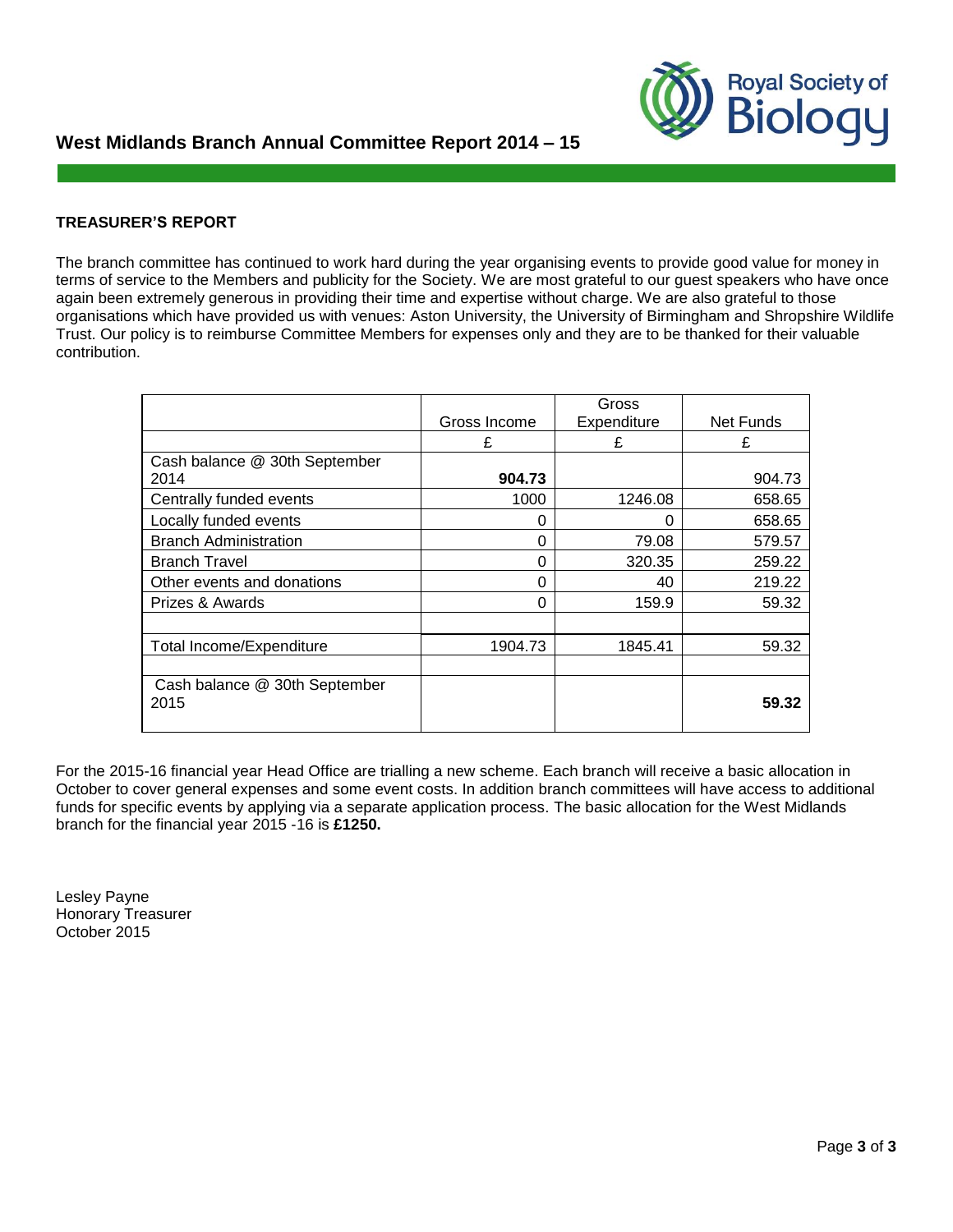# West Midlands Branch Annual Committee Report 2014 – 15

**TREASURER'S REPORT**

The branch committee has continued to work hard during the year organising events to provide good value for money in terms of service to the Members and publicity for the Society. We are most grateful to our guest speakers who have once again been extremely generous in providing their time and expertise without charge. We are also grateful to those organisations which have provided us with venues: Aston University, the University of Birmingham and Shropshire Wildlife Trust. Our policy is to reimburse Committee Members for expenses only and they are to be thanked for their valuable contribution.

| | Gross Income | Gross Expenditure | Net Funds |
|---|---|---|---|
| | £ | £ | £ |
| Cash balance @ 30th September 2014 | **904.73** | | 904.73 |
| Centrally funded events | 1000 | 1246.08 | 658.65 |
| Locally funded events | 0 | 0 | 658.65 |
| Branch Administration | 0 | 79.08 | 579.57 |
| Branch Travel | 0 | 320.35 | 259.22 |
| Other events and donations | 0 | 40 | 219.22 |
| Prizes & Awards | 0 | 159.9 | 59.32 |
| | | | |
| Total Income/Expenditure | 1904.73 | 1845.41 | 59.32 |
| | | | |
| Cash balance @ 30th September 2015 | | | **59.32** |

For the 2015-16 financial year Head Office are trialling a new scheme. Each branch will receive a basic allocation in October to cover general expenses and some event costs. In addition branch committees will have access to additional funds for specific events by applying via a separate application process. The basic allocation for the West Midlands branch for the financial year 2015 -16 is **£1250.**

Lesley Payne
Honorary Treasurer
October 2015